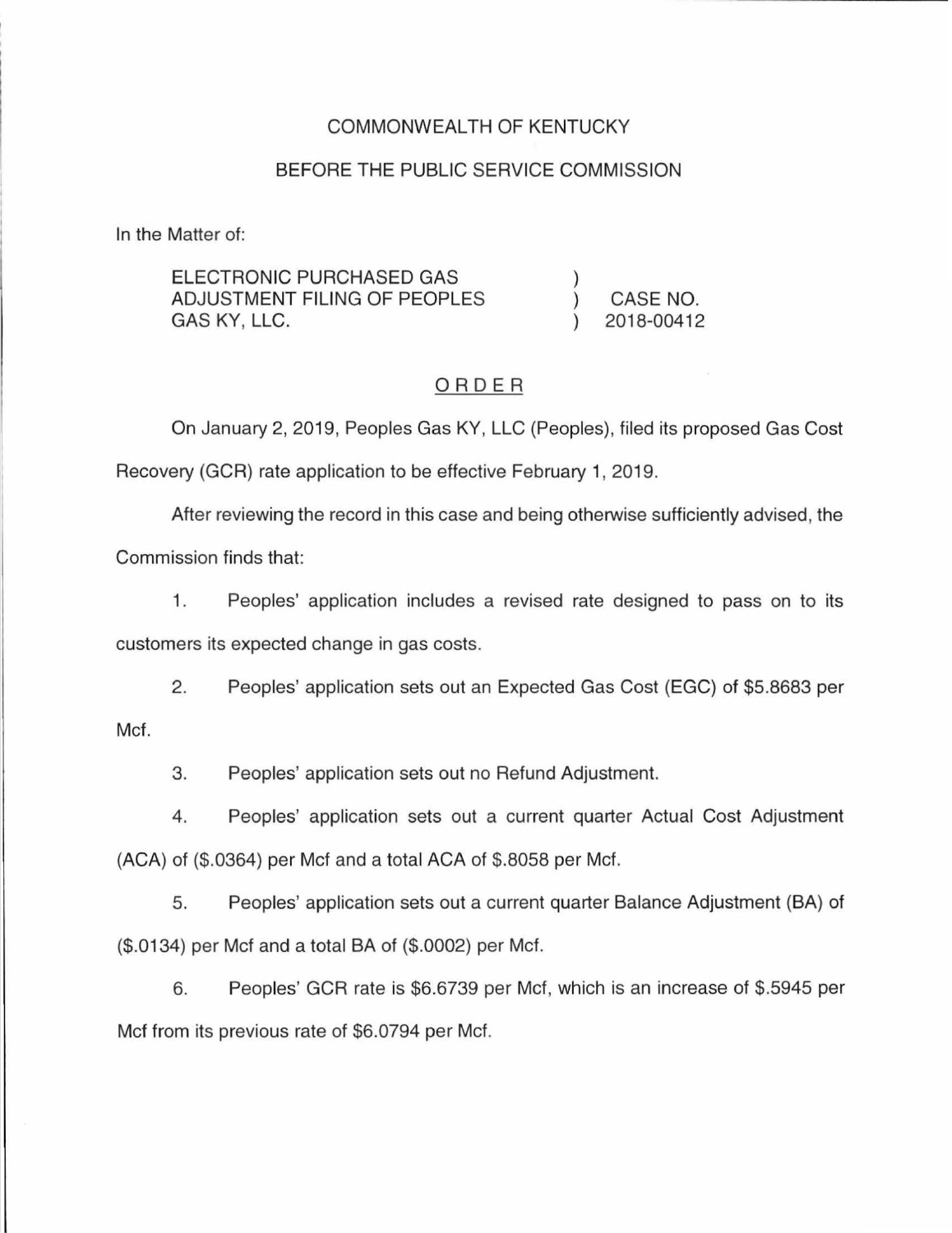COMMONWEALTH OF KENTUCKY

BEFORE THE PUBLIC SERVICE COMMISSION

In the Matter of:

| | | |
|---|---|---|
| ELECTRONIC PURCHASED GAS ADJUSTMENT FILING OF PEOPLES GAS KY, LLC. | ) ) ) | CASE NO. 2018-00412 |

## ORDER

On January 2, 2019, Peoples Gas KY, LLC (Peoples), filed its proposed Gas Cost Recovery (GCR) rate application to be effective February 1, 2019.

After reviewing the record in this case and being otherwise sufficiently advised, the Commission finds that:

1. Peoples' application includes a revised rate designed to pass on to its customers its expected change in gas costs.

2. Peoples' application sets out an Expected Gas Cost (EGC) of $5.8683 per Mcf.

3. Peoples' application sets out no Refund Adjustment.

4. Peoples' application sets out a current quarter Actual Cost Adjustment (ACA) of ($.0364) per Mcf and a total ACA of $.8058 per Mcf.

5. Peoples' application sets out a current quarter Balance Adjustment (BA) of ($.0134) per Mcf and a total BA of ($.0002) per Mcf.

6. Peoples' GCR rate is $6.6739 per Mcf, which is an increase of $.5945 per Mcf from its previous rate of $6.0794 per Mcf.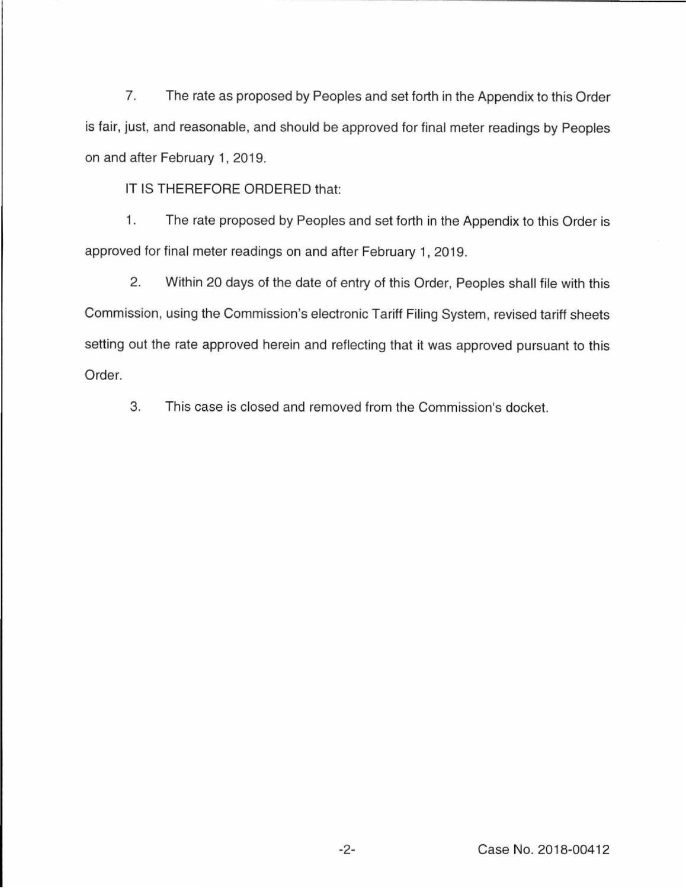7. The rate as proposed by Peoples and set forth in the Appendix to this Order is fair, just, and reasonable, and should be approved for final meter readings by Peoples on and after February 1, 2019.

IT IS THEREFORE ORDERED that:

1. The rate proposed by Peoples and set forth in the Appendix to this Order is approved for final meter readings on and after February 1, 2019.

2. Within 20 days of the date of entry of this Order, Peoples shall file with this Commission, using the Commission's electronic Tariff Filing System, revised tariff sheets setting out the rate approved herein and reflecting that it was approved pursuant to this Order.

3. This case is closed and removed from the Commission's docket.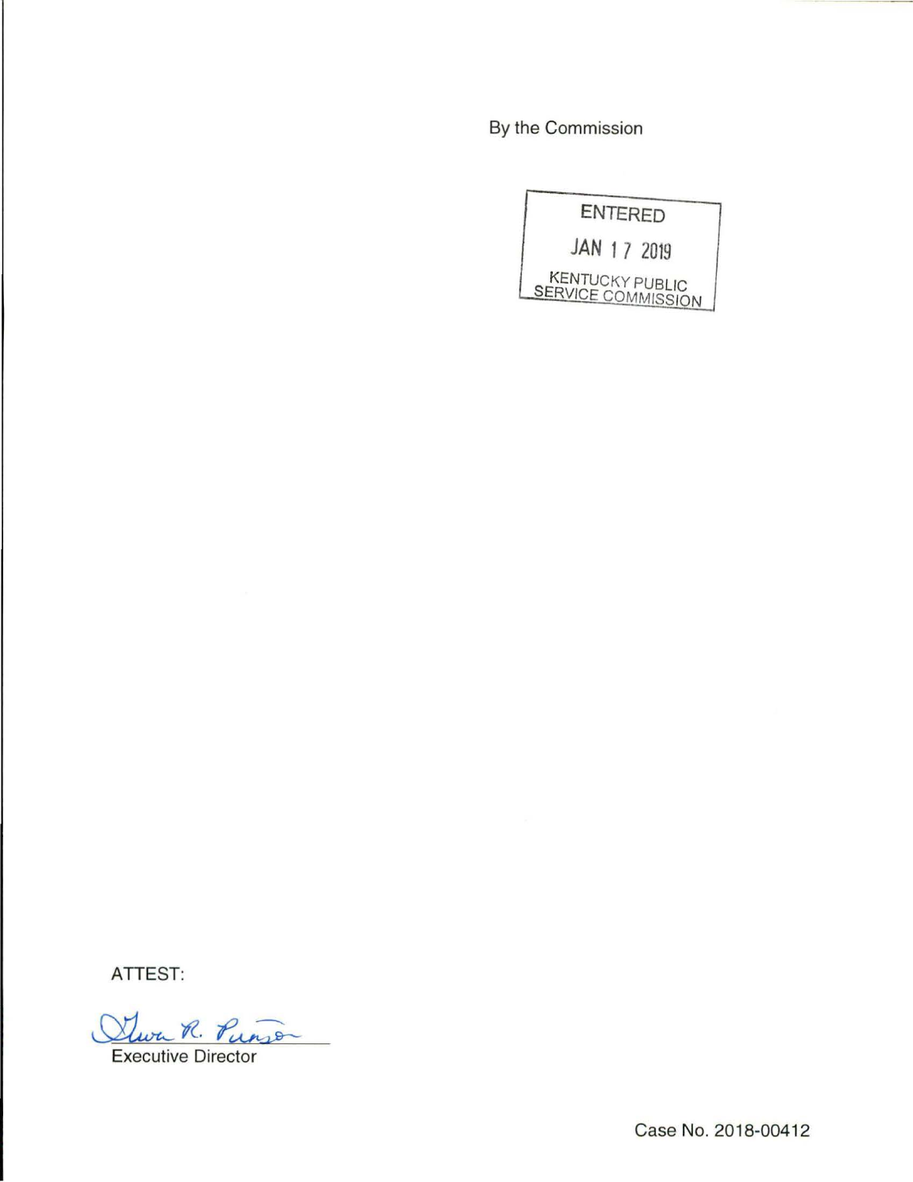By the Commission

ENTERED

JAN 17 2019

KENTUCKY PUBLIC SERVICE COMMISSION

ATTEST:

Gwen R. Pinson

Executive Director

Case No. 2018-00412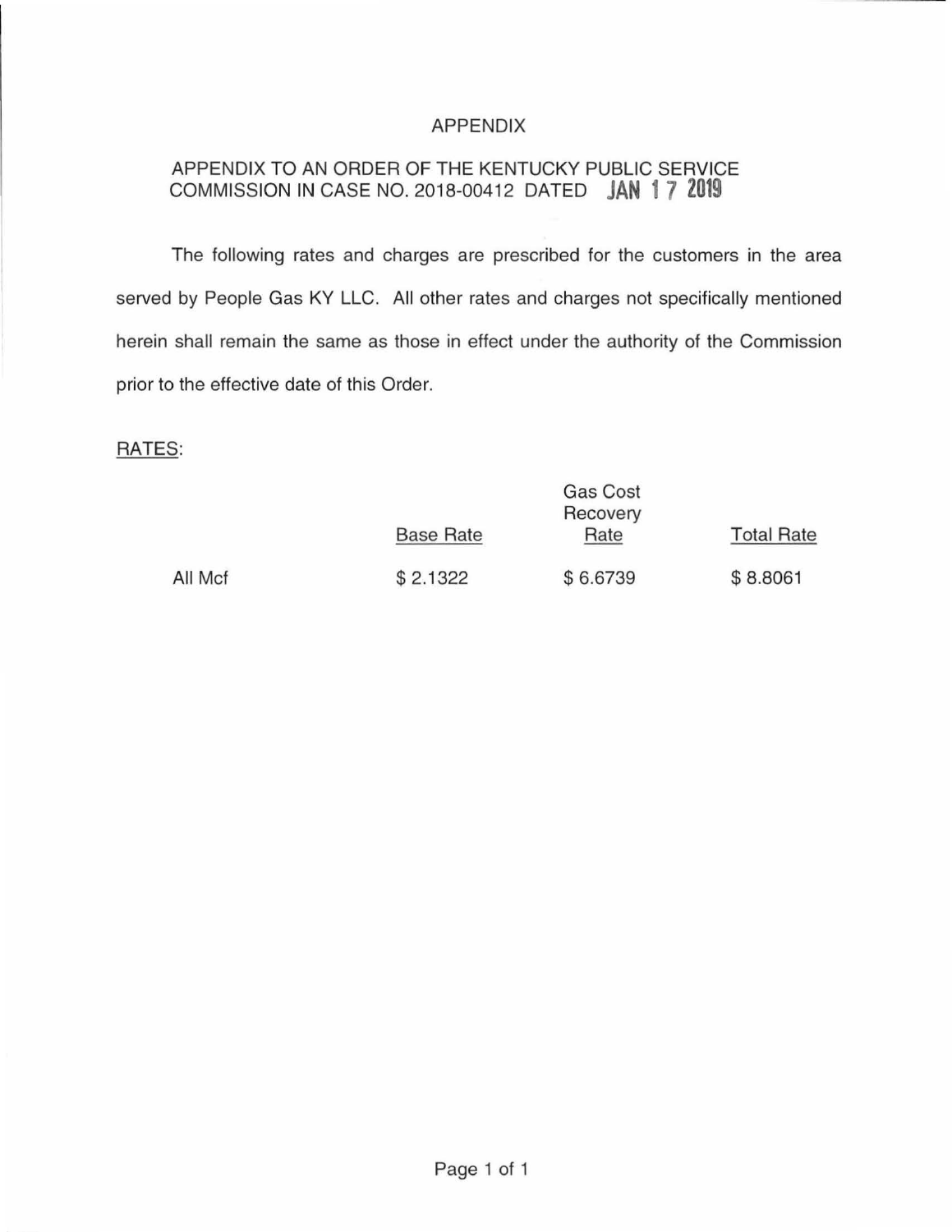# APPENDIX

## APPENDIX TO AN ORDER OF THE KENTUCKY PUBLIC SERVICE COMMISSION IN CASE NO. 2018-00412 DATED JAN 17 2019

The following rates and charges are prescribed for the customers in the area served by People Gas KY LLC. All other rates and charges not specifically mentioned herein shall remain the same as those in effect under the authority of the Commission prior to the effective date of this Order.

RATES:

| | Base Rate | Gas Cost Recovery Rate | Total Rate |
|---|---|---|---|
| All Mcf | $ 2.1322 | $ 6.6739 | $ 8.8061 |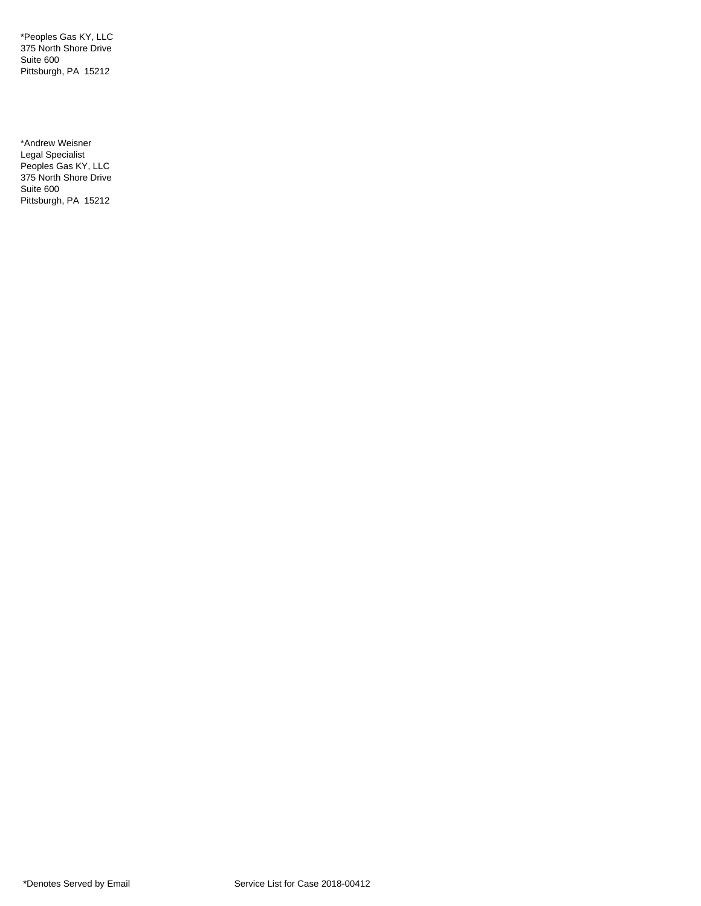*Peoples Gas KY, LLC
375 North Shore Drive
Suite 600
Pittsburgh, PA 15212

*Andrew Weisner
Legal Specialist
Peoples Gas KY, LLC
375 North Shore Drive
Suite 600
Pittsburgh, PA 15212